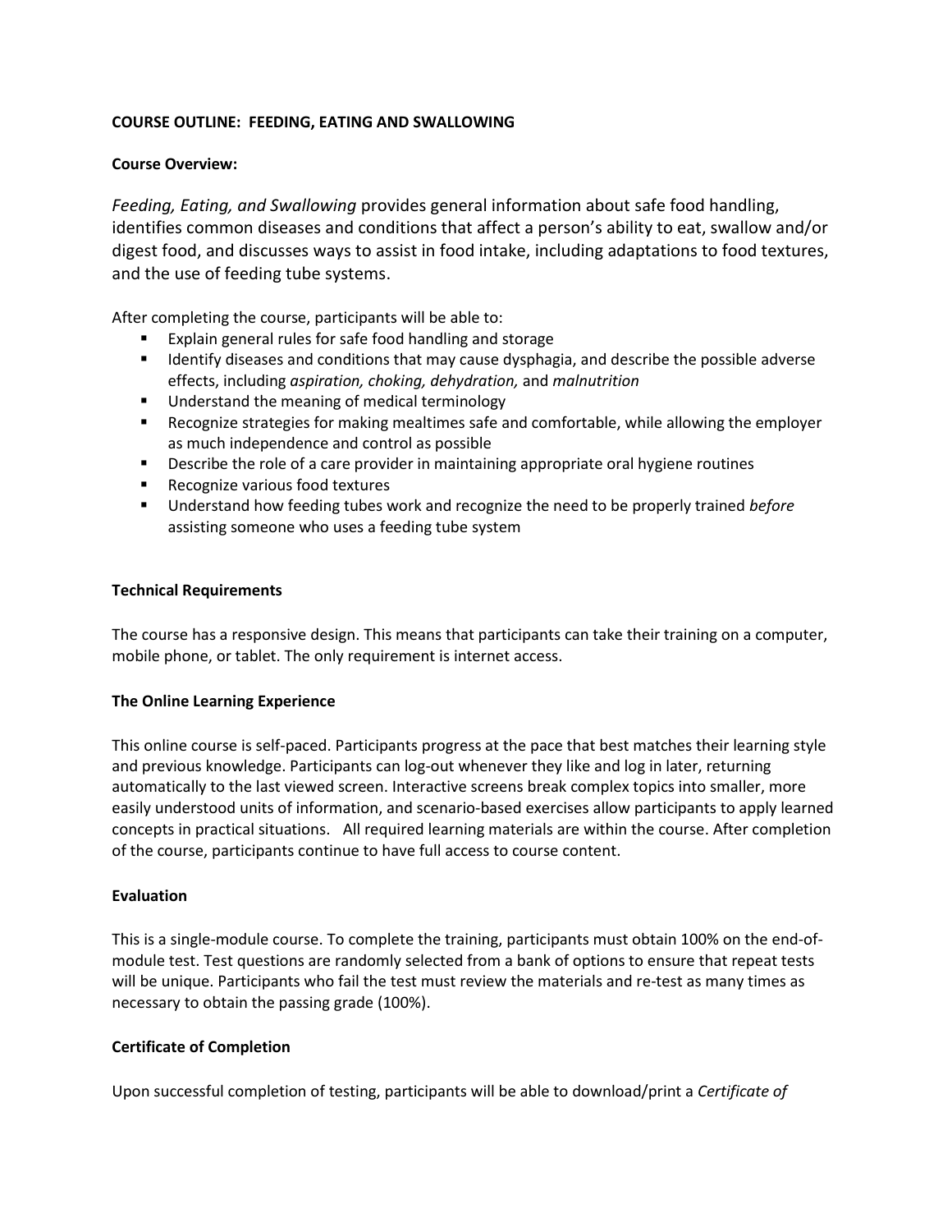**COURSE OUTLINE: FEEDING, EATING AND SWALLOWING**

**Course Overview:**

*Feeding, Eating, and Swallowing* provides general information about safe food handling, identifies common diseases and conditions that affect a person's ability to eat, swallow and/or digest food, and discusses ways to assist in food intake, including adaptations to food textures, and the use of feeding tube systems.

After completing the course, participants will be able to:

- Explain general rules for safe food handling and storage
- Identify diseases and conditions that may cause dysphagia, and describe the possible adverse effects, including *aspiration, choking, dehydration,* and *malnutrition*
- Understand the meaning of medical terminology
- Recognize strategies for making mealtimes safe and comfortable, while allowing the employer as much independence and control as possible
- Describe the role of a care provider in maintaining appropriate oral hygiene routines
- Recognize various food textures
- Understand how feeding tubes work and recognize the need to be properly trained *before* assisting someone who uses a feeding tube system

**Technical Requirements**

The course has a responsive design. This means that participants can take their training on a computer, mobile phone, or tablet. The only requirement is internet access.

**The Online Learning Experience**

This online course is self-paced. Participants progress at the pace that best matches their learning style and previous knowledge. Participants can log-out whenever they like and log in later, returning automatically to the last viewed screen. Interactive screens break complex topics into smaller, more easily understood units of information, and scenario-based exercises allow participants to apply learned concepts in practical situations. All required learning materials are within the course. After completion of the course, participants continue to have full access to course content.

**Evaluation**

This is a single-module course. To complete the training, participants must obtain 100% on the end-of-module test. Test questions are randomly selected from a bank of options to ensure that repeat tests will be unique. Participants who fail the test must review the materials and re-test as many times as necessary to obtain the passing grade (100%).

**Certificate of Completion**

Upon successful completion of testing, participants will be able to download/print a *Certificate of*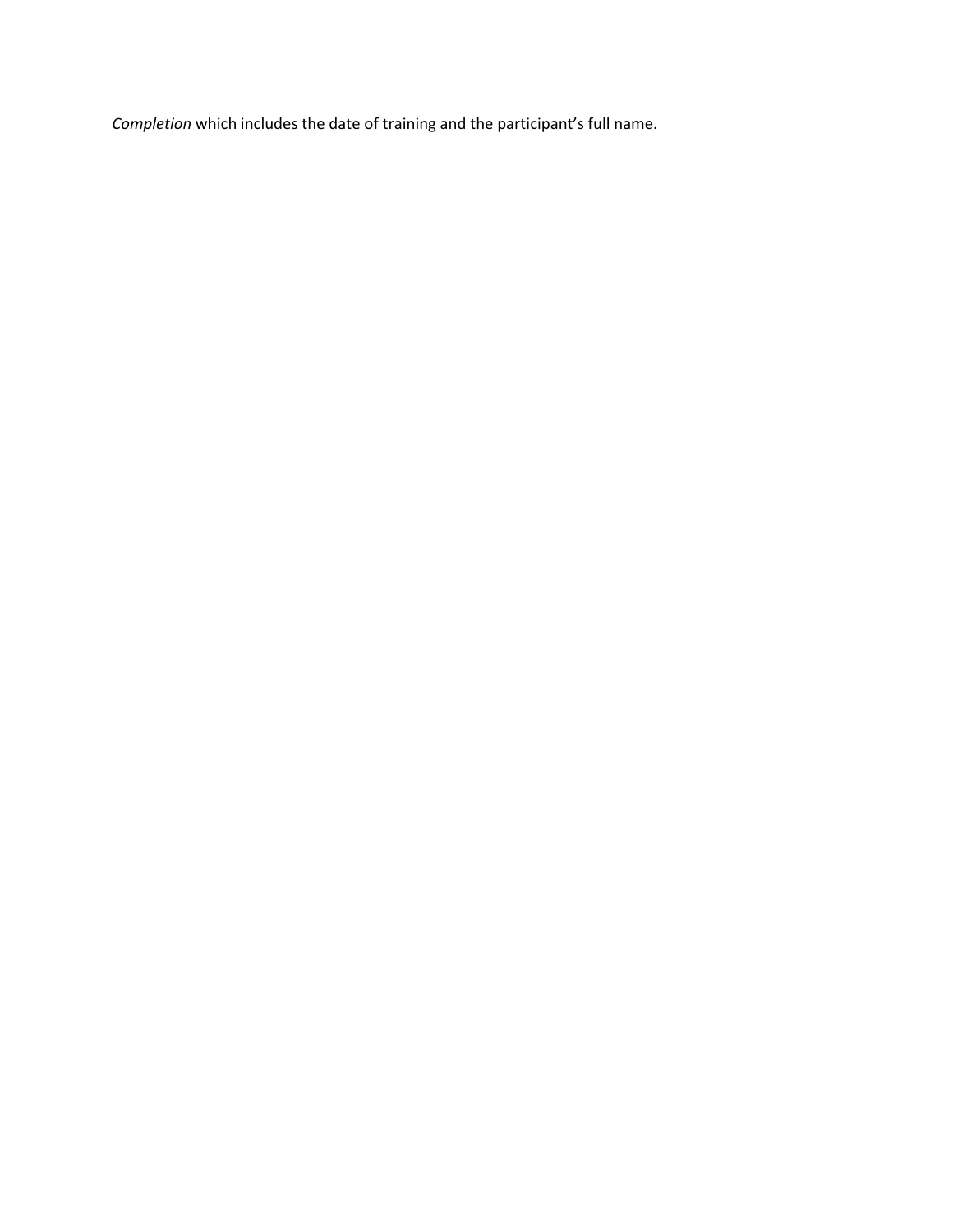*Completion* which includes the date of training and the participant's full name.